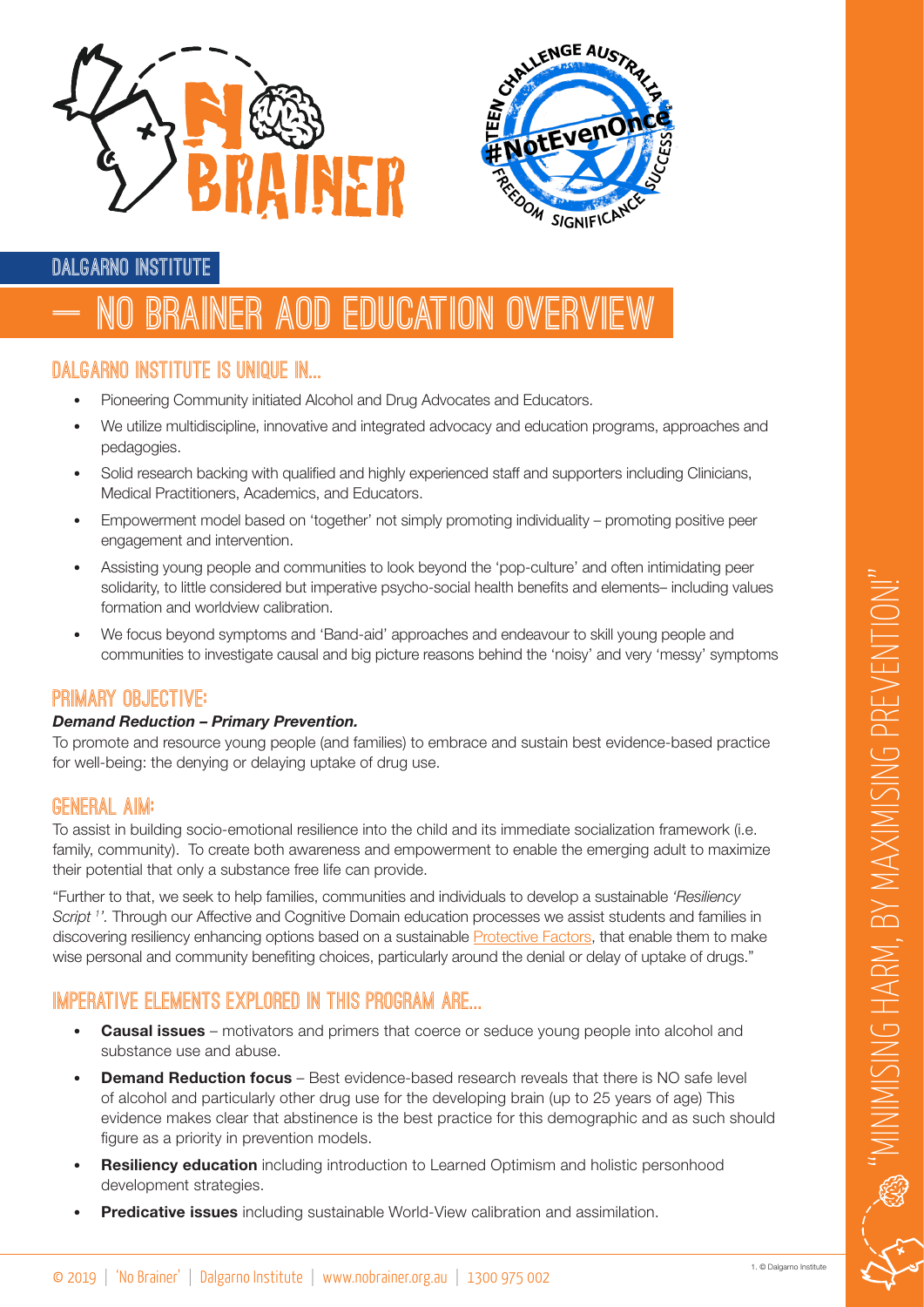DALGARNO INSTITUTE

# — NO BRAINER AOD EDUCATION OVERVIEW

## DALGARNO INSTITUTE IS UNIQUE IN...

- Pioneering Community initiated Alcohol and Drug Advocates and Educators.
- We utilize multidiscipline, innovative and integrated advocacy and education programs, approaches and pedagogies.
- Solid research backing with qualified and highly experienced staff and supporters including Clinicians, Medical Practitioners, Academics, and Educators.
- Empowerment model based on 'together' not simply promoting individuality – promoting positive peer engagement and intervention.
- Assisting young people and communities to look beyond the 'pop-culture' and often intimidating peer solidarity, to little considered but imperative psycho-social health benefits and elements– including values formation and worldview calibration.
- We focus beyond symptoms and 'Band-aid' approaches and endeavour to skill young people and communities to investigate causal and big picture reasons behind the 'noisy' and very 'messy' symptoms

## PRIMARY OBJECTIVE:

***Demand Reduction – Primary Prevention.***

To promote and resource young people (and families) to embrace and sustain best evidence-based practice for well-being: the denying or delaying uptake of drug use.

## GENERAL AIM:

To assist in building socio-emotional resilience into the child and its immediate socialization framework (i.e. family, community). To create both awareness and empowerment to enable the emerging adult to maximize their potential that only a substance free life can provide.

"Further to that, we seek to help families, communities and individuals to develop a sustainable *'Resiliency Script'*[1]. Through our Affective and Cognitive Domain education processes we assist students and families in discovering resiliency enhancing options based on a sustainable Protective Factors, that enable them to make wise personal and community benefiting choices, particularly around the denial or delay of uptake of drugs."

## IMPERATIVE ELEMENTS EXPLORED IN THIS PROGRAM ARE...

- **Causal issues** – motivators and primers that coerce or seduce young people into alcohol and substance use and abuse.
- **Demand Reduction focus** – Best evidence-based research reveals that there is NO safe level of alcohol and particularly other drug use for the developing brain (up to 25 years of age) This evidence makes clear that abstinence is the best practice for this demographic and as such should figure as a priority in prevention models.
- **Resiliency education** including introduction to Learned Optimism and holistic personhood development strategies.
- **Predicative issues** including sustainable World-View calibration and assimilation.

1. © Dalgarno Institute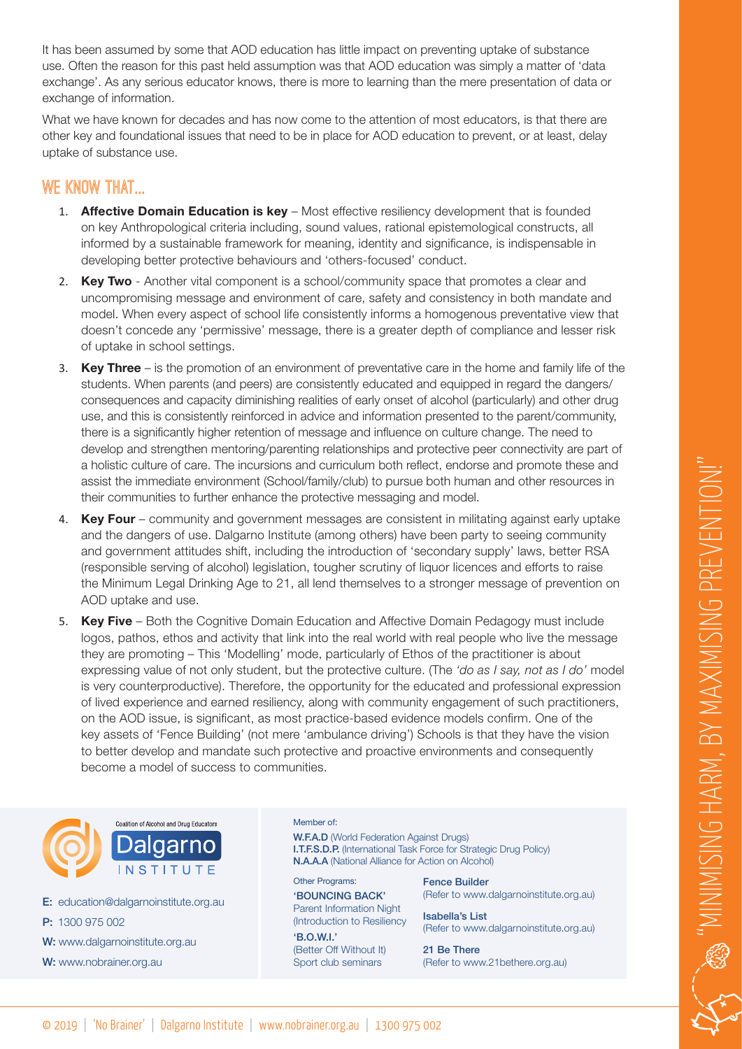It has been assumed by some that AOD education has little impact on preventing uptake of substance use. Often the reason for this past held assumption was that AOD education was simply a matter of 'data exchange'. As any serious educator knows, there is more to learning than the mere presentation of data or exchange of information.

What we have known for decades and has now come to the attention of most educators, is that there are other key and foundational issues that need to be in place for AOD education to prevent, or at least, delay uptake of substance use.

## WE KNOW THAT...

1. **Affective Domain Education is key** – Most effective resiliency development that is founded on key Anthropological criteria including, sound values, rational epistemological constructs, all informed by a sustainable framework for meaning, identity and significance, is indispensable in developing better protective behaviours and 'others-focused' conduct.
2. **Key Two** - Another vital component is a school/community space that promotes a clear and uncompromising message and environment of care, safety and consistency in both mandate and model. When every aspect of school life consistently informs a homogenous preventative view that doesn't concede any 'permissive' message, there is a greater depth of compliance and lesser risk of uptake in school settings.
3. **Key Three** – is the promotion of an environment of preventative care in the home and family life of the students. When parents (and peers) are consistently educated and equipped in regard the dangers/consequences and capacity diminishing realities of early onset of alcohol (particularly) and other drug use, and this is consistently reinforced in advice and information presented to the parent/community, there is a significantly higher retention of message and influence on culture change. The need to develop and strengthen mentoring/parenting relationships and protective peer connectivity are part of a holistic culture of care. The incursions and curriculum both reflect, endorse and promote these and assist the immediate environment (School/family/club) to pursue both human and other resources in their communities to further enhance the protective messaging and model.
4. **Key Four** – community and government messages are consistent in militating against early uptake and the dangers of use. Dalgarno Institute (among others) have been party to seeing community and government attitudes shift, including the introduction of 'secondary supply' laws, better RSA (responsible serving of alcohol) legislation, tougher scrutiny of liquor licences and efforts to raise the Minimum Legal Drinking Age to 21, all lend themselves to a stronger message of prevention on AOD uptake and use.
5. **Key Five** – Both the Cognitive Domain Education and Affective Domain Pedagogy must include logos, pathos, ethos and activity that link into the real world with real people who live the message they are promoting – This 'Modelling' mode, particularly of Ethos of the practitioner is about expressing value of not only student, but the protective culture. (The *'do as I say, not as I do'* model is very counterproductive). Therefore, the opportunity for the educated and professional expression of lived experience and earned resiliency, along with community engagement of such practitioners, on the AOD issue, is significant, as most practice-based evidence models confirm. One of the key assets of 'Fence Building' (not mere 'ambulance driving') Schools is that they have the vision to better develop and mandate such protective and proactive environments and consequently become a model of success to communities.

Coalition of Alcohol and Drug Educators
Dalgarno INSTITUTE

**E:** education@dalgarnoinstitute.org.au
**P:** 1300 975 002
**W:** www.dalgarnoinstitute.org.au
**W:** www.nobrainer.org.au

Member of:
**W.F.A.D** (World Federation Against Drugs)
**I.T.F.S.D.P.** (International Task Force for Strategic Drug Policy)
**N.A.A.A** (National Alliance for Action on Alcohol)

Other Programs:
**'BOUNCING BACK'** Parent Information Night (Introduction to Resiliency
**'B.O.W.I.'** (Better Off Without It) Sport club seminars
**Fence Builder** (Refer to www.dalgarnoinstitute.org.au)
**Isabella's List** (Refer to www.dalgarnoinstitute.org.au)
**21 Be There** (Refer to www.21bethere.org.au)

"MINIMISING HARM, BY MAXIMISING PREVENTION!"